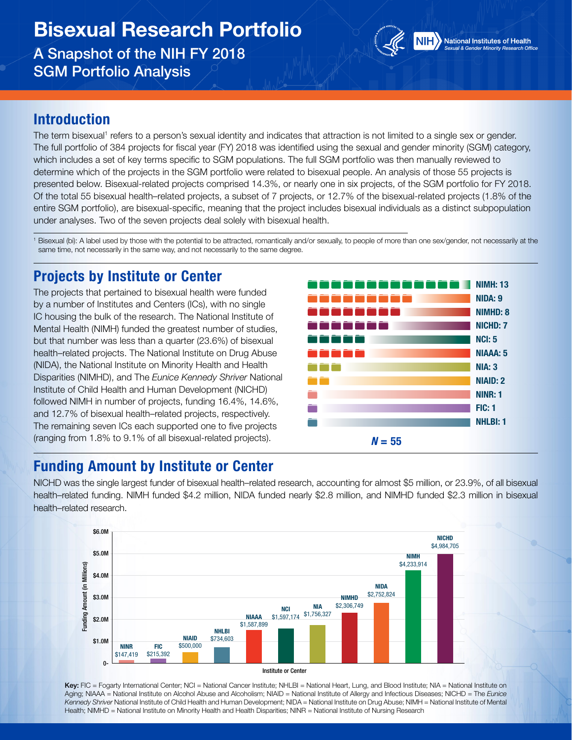# Bisexual Research Portfolio

## A Snapshot of the NIH FY 2018 SGM Portfolio Analysis

National Institutes of Health
*Sexual & Gender Minority Research Office*

## Introduction

The term bisexual[1] refers to a person's sexual identity and indicates that attraction is not limited to a single sex or gender. The full portfolio of 384 projects for fiscal year (FY) 2018 was identified using the sexual and gender minority (SGM) category, which includes a set of key terms specific to SGM populations. The full SGM portfolio was then manually reviewed to determine which of the projects in the SGM portfolio were related to bisexual people. An analysis of those 55 projects is presented below. Bisexual-related projects comprised 14.3%, or nearly one in six projects, of the SGM portfolio for FY 2018. Of the total 55 bisexual health–related projects, a subset of 7 projects, or 12.7% of the bisexual-related projects (1.8% of the entire SGM portfolio), are bisexual-specific, meaning that the project includes bisexual individuals as a distinct subpopulation under analyses. Two of the seven projects deal solely with bisexual health.

[1] Bisexual (bi): A label used by those with the potential to be attracted, romantically and/or sexually, to people of more than one sex/gender, not necessarily at the same time, not necessarily in the same way, and not necessarily to the same degree.

## Projects by Institute or Center

The projects that pertained to bisexual health were funded by a number of Institutes and Centers (ICs), with no single IC housing the bulk of the research. The National Institute of Mental Health (NIMH) funded the greatest number of studies, but that number was less than a quarter (23.6%) of bisexual health–related projects. The National Institute on Drug Abuse (NIDA), the National Institute on Minority Health and Health Disparities (NIMHD), and The *Eunice Kennedy Shriver* National Institute of Child Health and Human Development (NICHD) followed NIMH in number of projects, funding 16.4%, 14.6%, and 12.7% of bisexual health–related projects, respectively. The remaining seven ICs each supported one to five projects (ranging from 1.8% to 9.1% of all bisexual-related projects).

| Institute or Center | Number of Projects |
|---|---|
| NIMH | 13 |
| NIDA | 9 |
| NIMHD | 8 |
| NICHD | 7 |
| NCI | 5 |
| NIAAA | 5 |
| NIA | 3 |
| NIAID | 2 |
| NINR | 1 |
| FIC | 1 |
| NHLBI | 1 |

***N* = 55**

## Funding Amount by Institute or Center

NICHD was the single largest funder of bisexual health–related research, accounting for almost $5 million, or 23.9%, of all bisexual health–related funding. NIMH funded $4.2 million, NIDA funded nearly $2.8 million, and NIMHD funded $2.3 million in bisexual health–related research.

| Institute or Center | Funding Amount |
|---|---|
| NINR | $147,419 |
| FIC | $215,392 |
| NIAID | $500,000 |
| NHLBI | $734,603 |
| NIAAA | $1,587,899 |
| NCI | $1,597,174 |
| NIA | $1,756,327 |
| NIMHD | $2,306,749 |
| NIDA | $2,752,824 |
| NIMH | $4,233,914 |
| NICHD | $4,984,705 |

**Key:** FIC = Fogarty International Center; NCI = National Cancer Institute; NHLBI = National Heart, Lung, and Blood Institute; NIA = National Institute on Aging; NIAAA = National Institute on Alcohol Abuse and Alcoholism; NIAID = National Institute of Allergy and Infectious Diseases; NICHD = The *Eunice Kennedy Shriver* National Institute of Child Health and Human Development; NIDA = National Institute on Drug Abuse; NIMH = National Institute of Mental Health; NIMHD = National Institute on Minority Health and Health Disparities; NINR = National Institute of Nursing Research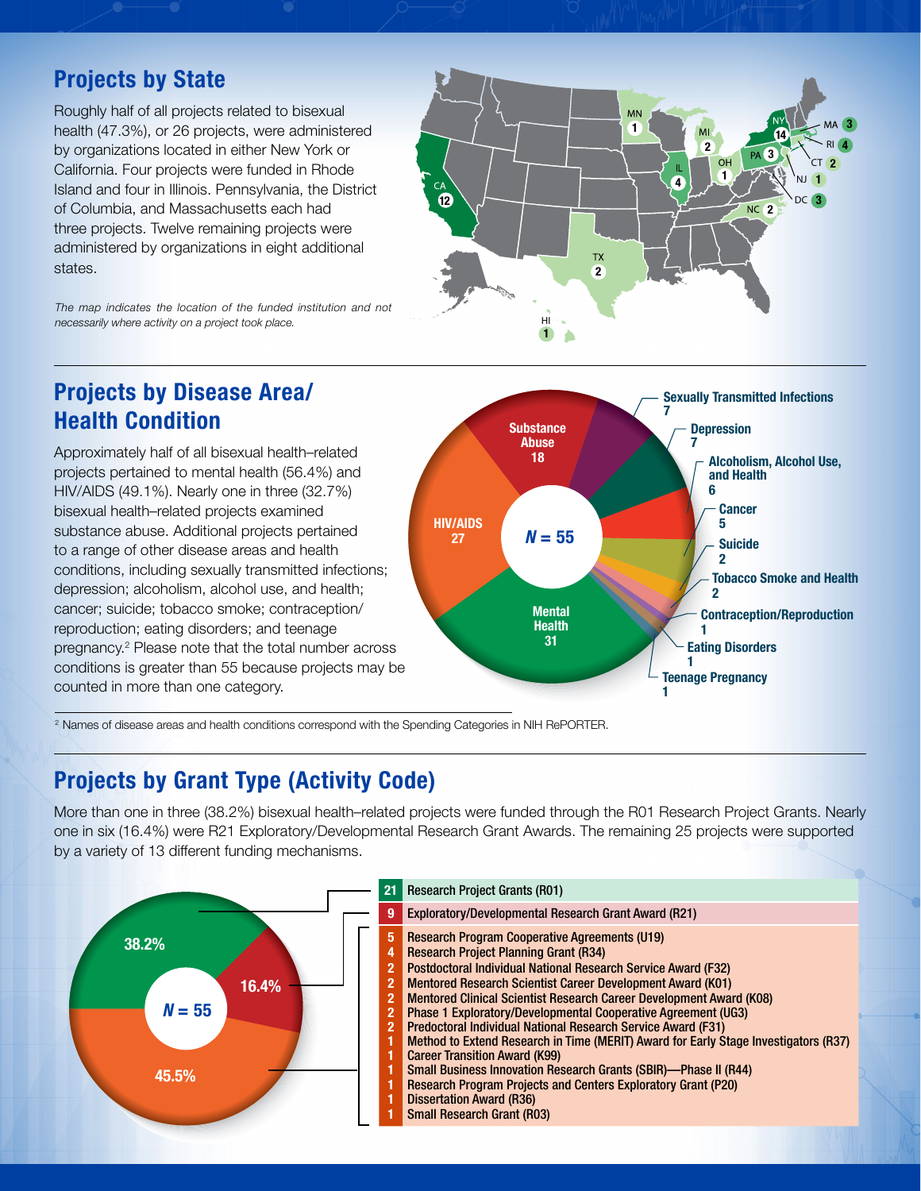## Projects by State

Roughly half of all projects related to bisexual health (47.3%), or 26 projects, were administered by organizations located in either New York or California. Four projects were funded in Rhode Island and four in Illinois. Pennsylvania, the District of Columbia, and Massachusetts each had three projects. Twelve remaining projects were administered by organizations in eight additional states.

*The map indicates the location of the funded institution and not necessarily where activity on a project took place.*

MN 1
MI 2
NY 14
MA 3
RI 4
CT 2
NJ 1
PA 3
OH 1
IL 4
DC 3
NC 2
CA 12
TX 2
HI 1

## Projects by Disease Area/ Health Condition

Approximately half of all bisexual health–related projects pertained to mental health (56.4%) and HIV/AIDS (49.1%). Nearly one in three (32.7%) bisexual health–related projects examined substance abuse. Additional projects pertained to a range of other disease areas and health conditions, including sexually transmitted infections; depression; alcoholism, alcohol use, and health; cancer; suicide; tobacco smoke; contraception/ reproduction; eating disorders; and teenage pregnancy.[2] Please note that the total number across conditions is greater than 55 because projects may be counted in more than one category.

$N = 55$

Substance Abuse 18
HIV/AIDS 27
Mental Health 31
Sexually Transmitted Infections 7
Depression 7
Alcoholism, Alcohol Use, and Health 6
Cancer 5
Suicide 2
Tobacco Smoke and Health 2
Contraception/Reproduction 1
Eating Disorders 1
Teenage Pregnancy 1

[2] Names of disease areas and health conditions correspond with the Spending Categories in NIH RePORTER.

## Projects by Grant Type (Activity Code)

More than one in three (38.2%) bisexual health–related projects were funded through the R01 Research Project Grants. Nearly one in six (16.4%) were R21 Exploratory/Developmental Research Grant Awards. The remaining 25 projects were supported by a variety of 13 different funding mechanisms.

$N = 55$

38.2%
16.4%
45.5%

21 Research Project Grants (R01)
9 Exploratory/Developmental Research Grant Award (R21)
5 Research Program Cooperative Agreements (U19)
4 Research Project Planning Grant (R34)
2 Postdoctoral Individual National Research Service Award (F32)
2 Mentored Research Scientist Career Development Award (K01)
2 Mentored Clinical Scientist Research Career Development Award (K08)
2 Phase 1 Exploratory/Developmental Cooperative Agreement (UG3)
2 Predoctoral Individual National Research Service Award (F31)
1 Method to Extend Research in Time (MERIT) Award for Early Stage Investigators (R37)
1 Career Transition Award (K99)
1 Small Business Innovation Research Grants (SBIR)—Phase II (R44)
1 Research Program Projects and Centers Exploratory Grant (P20)
1 Dissertation Award (R36)
1 Small Research Grant (R03)